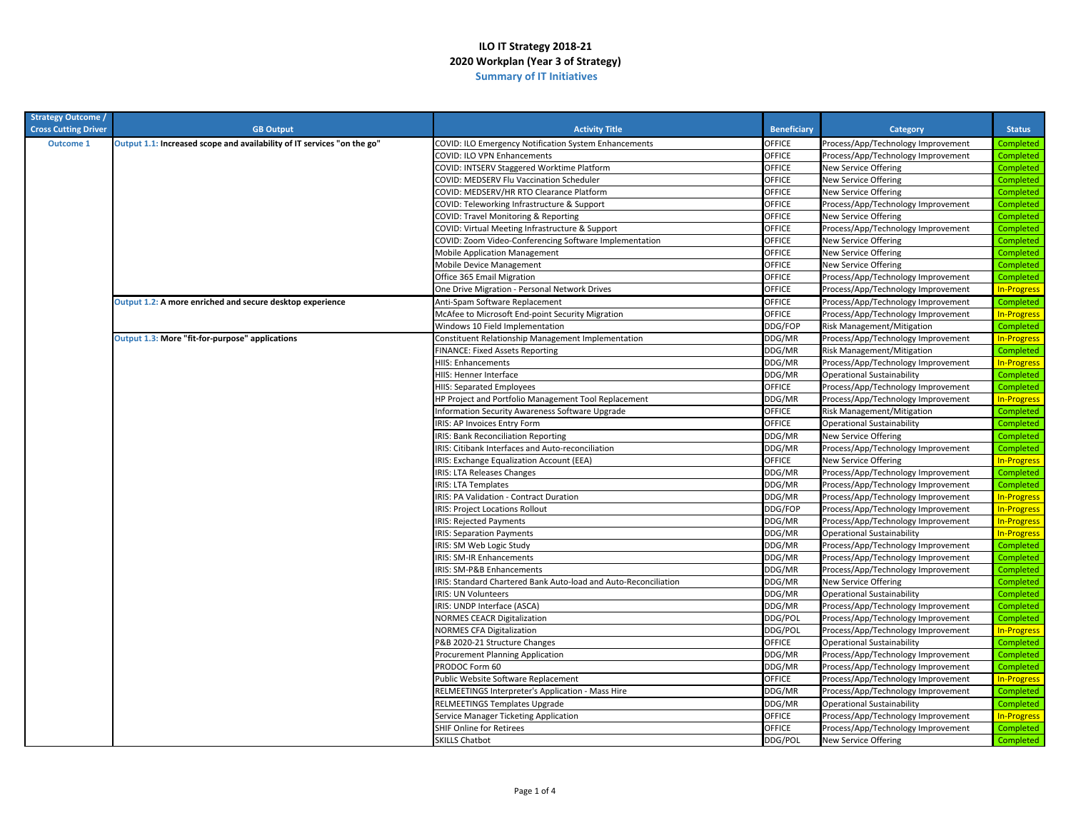# ILO IT Strategy 2018-21
## 2020 Workplan (Year 3 of Strategy)
### Summary of IT Initiatives

| Strategy Outcome / Cross Cutting Driver | GB Output | Activity Title | Beneficiary | Category | Status |
|---|---|---|---|---|---|
| Outcome 1 | Output 1.1: **Increased scope and availability of IT services "on the go"** | COVID: ILO Emergency Notification System Enhancements | OFFICE | Process/App/Technology Improvement | Completed |
| | | COVID: ILO VPN Enhancements | OFFICE | Process/App/Technology Improvement | Completed |
| | | COVID: INTSERV Staggered Worktime Platform | OFFICE | New Service Offering | Completed |
| | | COVID: MEDSERV Flu Vaccination Scheduler | OFFICE | New Service Offering | Completed |
| | | COVID: MEDSERV/HR RTO Clearance Platform | OFFICE | New Service Offering | Completed |
| | | COVID: Teleworking Infrastructure & Support | OFFICE | Process/App/Technology Improvement | Completed |
| | | COVID: Travel Monitoring & Reporting | OFFICE | New Service Offering | Completed |
| | | COVID: Virtual Meeting Infrastructure & Support | OFFICE | Process/App/Technology Improvement | Completed |
| | | COVID: Zoom Video-Conferencing Software Implementation | OFFICE | New Service Offering | Completed |
| | | Mobile Application Management | OFFICE | New Service Offering | Completed |
| | | Mobile Device Management | OFFICE | New Service Offering | Completed |
| | | Office 365 Email Migration | OFFICE | Process/App/Technology Improvement | Completed |
| | | One Drive Migration - Personal Network Drives | OFFICE | Process/App/Technology Improvement | In-Progress |
| | Output 1.2: **A more enriched and secure desktop experience** | Anti-Spam Software Replacement | OFFICE | Process/App/Technology Improvement | Completed |
| | | McAfee to Microsoft End-point Security Migration | OFFICE | Process/App/Technology Improvement | In-Progress |
| | | Windows 10 Field Implementation | DDG/FOP | Risk Management/Mitigation | Completed |
| | Output 1.3: **More "fit-for-purpose" applications** | Constituent Relationship Management Implementation | DDG/MR | Process/App/Technology Improvement | In-Progress |
| | | FINANCE: Fixed Assets Reporting | DDG/MR | Risk Management/Mitigation | Completed |
| | | HIIS: Enhancements | DDG/MR | Process/App/Technology Improvement | In-Progress |
| | | HIIS: Henner Interface | DDG/MR | Operational Sustainability | Completed |
| | | HIIS: Separated Employees | OFFICE | Process/App/Technology Improvement | Completed |
| | | HP Project and Portfolio Management Tool Replacement | DDG/MR | Process/App/Technology Improvement | In-Progress |
| | | Information Security Awareness Software Upgrade | OFFICE | Risk Management/Mitigation | Completed |
| | | IRIS: AP Invoices Entry Form | OFFICE | Operational Sustainability | Completed |
| | | IRIS: Bank Reconciliation Reporting | DDG/MR | New Service Offering | Completed |
| | | IRIS: Citibank Interfaces and Auto-reconciliation | DDG/MR | Process/App/Technology Improvement | Completed |
| | | IRIS: Exchange Equalization Account (EEA) | OFFICE | New Service Offering | In-Progress |
| | | IRIS: LTA Releases Changes | DDG/MR | Process/App/Technology Improvement | Completed |
| | | IRIS: LTA Templates | DDG/MR | Process/App/Technology Improvement | Completed |
| | | IRIS: PA Validation - Contract Duration | DDG/MR | Process/App/Technology Improvement | In-Progress |
| | | IRIS: Project Locations Rollout | DDG/FOP | Process/App/Technology Improvement | In-Progress |
| | | IRIS: Rejected Payments | DDG/MR | Process/App/Technology Improvement | In-Progress |
| | | IRIS: Separation Payments | DDG/MR | Operational Sustainability | In-Progress |
| | | IRIS: SM Web Logic Study | DDG/MR | Process/App/Technology Improvement | Completed |
| | | IRIS: SM-IR Enhancements | DDG/MR | Process/App/Technology Improvement | Completed |
| | | IRIS: SM-P&B Enhancements | DDG/MR | Process/App/Technology Improvement | Completed |
| | | IRIS: Standard Chartered Bank Auto-load and Auto-Reconciliation | DDG/MR | New Service Offering | Completed |
| | | IRIS: UN Volunteers | DDG/MR | Operational Sustainability | Completed |
| | | IRIS: UNDP Interface (ASCA) | DDG/MR | Process/App/Technology Improvement | Completed |
| | | NORMES CEACR Digitalization | DDG/POL | Process/App/Technology Improvement | Completed |
| | | NORMES CFA Digitalization | DDG/POL | Process/App/Technology Improvement | In-Progress |
| | | P&B 2020-21 Structure Changes | OFFICE | Operational Sustainability | Completed |
| | | Procurement Planning Application | DDG/MR | Process/App/Technology Improvement | Completed |
| | | PRODOC Form 60 | DDG/MR | Process/App/Technology Improvement | Completed |
| | | Public Website Software Replacement | OFFICE | Process/App/Technology Improvement | In-Progress |
| | | RELMEETINGS Interpreter's Application - Mass Hire | DDG/MR | Process/App/Technology Improvement | Completed |
| | | RELMEETINGS Templates Upgrade | DDG/MR | Operational Sustainability | Completed |
| | | Service Manager Ticketing Application | OFFICE | Process/App/Technology Improvement | In-Progress |
| | | SHIF Online for Retirees | OFFICE | Process/App/Technology Improvement | Completed |
| | | SKILLS Chatbot | DDG/POL | New Service Offering | Completed |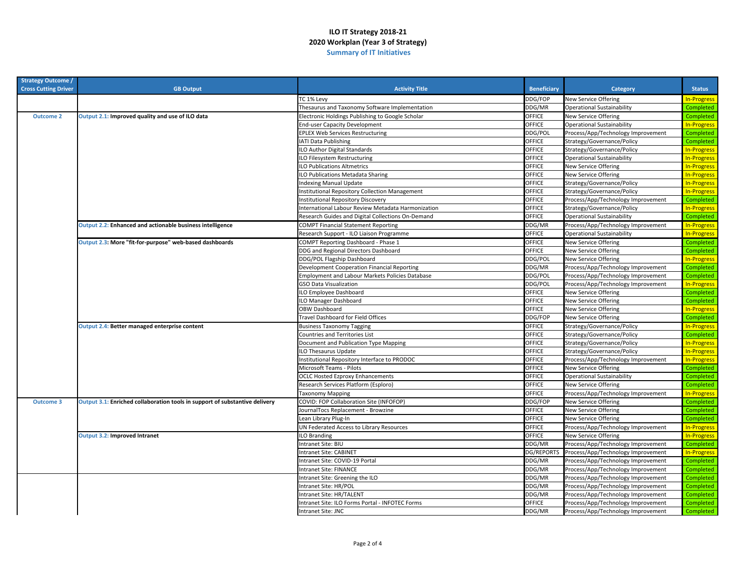# ILO IT Strategy 2018-21

## 2020 Workplan (Year 3 of Strategy)

### Summary of IT Initiatives

| Strategy Outcome / Cross Cutting Driver | GB Output | Activity Title | Beneficiary | Category | Status |
|---|---|---|---|---|---|
| | | TC 1% Levy | DDG/FOP | New Service Offering | In-Progress |
| | | Thesaurus and Taxonomy Software Implementation | DDG/MR | Operational Sustainability | Completed |
| Outcome 2 | Output 2.1: **Improved quality and use of ILO data** | Electronic Holdings Publishing to Google Scholar | OFFICE | New Service Offering | Completed |
| | | End-user Capacity Development | OFFICE | Operational Sustainability | In-Progress |
| | | EPLEX Web Services Restructuring | DDG/POL | Process/App/Technology Improvement | Completed |
| | | IATI Data Publishing | OFFICE | Strategy/Governance/Policy | Completed |
| | | ILO Author Digital Standards | OFFICE | Strategy/Governance/Policy | In-Progress |
| | | ILO Filesystem Restructuring | OFFICE | Operational Sustainability | In-Progress |
| | | ILO Publications Altmetrics | OFFICE | New Service Offering | In-Progress |
| | | ILO Publications Metadata Sharing | OFFICE | New Service Offering | In-Progress |
| | | Indexing Manual Update | OFFICE | Strategy/Governance/Policy | In-Progress |
| | | Institutional Repository Collection Management | OFFICE | Strategy/Governance/Policy | In-Progress |
| | | Institutional Repository Discovery | OFFICE | Process/App/Technology Improvement | Completed |
| | | International Labour Review Metadata Harmonization | OFFICE | Strategy/Governance/Policy | In-Progress |
| | | Research Guides and Digital Collections On-Demand | OFFICE | Operational Sustainability | Completed |
| | Output 2.2: **Enhanced and actionable business intelligence** | COMPT Financial Statement Reporting | DDG/MR | Process/App/Technology Improvement | In-Progress |
| | | Research Support - ILO Liaison Programme | OFFICE | Operational Sustainability | In-Progress |
| | Output 2.3: **More "fit-for-purpose" web-based dashboards** | COMPT Reporting Dashboard - Phase 1 | OFFICE | New Service Offering | Completed |
| | | DDG and Regional Directors Dashboard | OFFICE | New Service Offering | Completed |
| | | DDG/POL Flagship Dashboard | DDG/POL | New Service Offering | In-Progress |
| | | Development Cooperation Financial Reporting | DDG/MR | Process/App/Technology Improvement | Completed |
| | | Employment and Labour Markets Policies Database | DDG/POL | Process/App/Technology Improvement | Completed |
| | | GSO Data Visualization | DDG/POL | Process/App/Technology Improvement | In-Progress |
| | | ILO Employee Dashboard | OFFICE | New Service Offering | Completed |
| | | ILO Manager Dashboard | OFFICE | New Service Offering | Completed |
| | | OBW Dashboard | OFFICE | New Service Offering | In-Progress |
| | | Travel Dashboard for Field Offices | DDG/FOP | New Service Offering | Completed |
| | Output 2.4: **Better managed enterprise content** | Business Taxonomy Tagging | OFFICE | Strategy/Governance/Policy | In-Progress |
| | | Countries and Territories List | OFFICE | Strategy/Governance/Policy | Completed |
| | | Document and Publication Type Mapping | OFFICE | Strategy/Governance/Policy | In-Progress |
| | | ILO Thesaurus Update | OFFICE | Strategy/Governance/Policy | In-Progress |
| | | Institutional Repository Interface to PRODOC | OFFICE | Process/App/Technology Improvement | In-Progress |
| | | Microsoft Teams - Pilots | OFFICE | New Service Offering | Completed |
| | | OCLC Hosted Ezproxy Enhancements | OFFICE | Operational Sustainability | Completed |
| | | Research Services Platform (Esploro) | OFFICE | New Service Offering | Completed |
| | | Taxonomy Mapping | OFFICE | Process/App/Technology Improvement | In-Progress |
| Outcome 3 | Output 3.1: **Enriched collaboration tools in support of substantive delivery** | COVID: FOP Collaboration Site (INFOFOP) | DDG/FOP | New Service Offering | Completed |
| | | JournalTocs Replacement - Browzine | OFFICE | New Service Offering | Completed |
| | | Lean Library Plug-In | OFFICE | New Service Offering | Completed |
| | | UN Federated Access to Library Resources | OFFICE | Process/App/Technology Improvement | In-Progress |
| | Output 3.2: **Improved Intranet** | ILO Branding | OFFICE | New Service Offering | In-Progress |
| | | Intranet Site: BIU | DDG/MR | Process/App/Technology Improvement | Completed |
| | | Intranet Site: CABINET | DG/REPORTS | Process/App/Technology Improvement | In-Progress |
| | | Intranet Site: COVID-19 Portal | DDG/MR | Process/App/Technology Improvement | Completed |
| | | Intranet Site: FINANCE | DDG/MR | Process/App/Technology Improvement | Completed |
| | | Intranet Site: Greening the ILO | DDG/MR | Process/App/Technology Improvement | Completed |
| | | Intranet Site: HR/POL | DDG/MR | Process/App/Technology Improvement | Completed |
| | | Intranet Site: HR/TALENT | DDG/MR | Process/App/Technology Improvement | Completed |
| | | Intranet Site: ILO Forms Portal - INFOTEC Forms | OFFICE | Process/App/Technology Improvement | Completed |
| | | Intranet Site: JNC | DDG/MR | Process/App/Technology Improvement | Completed |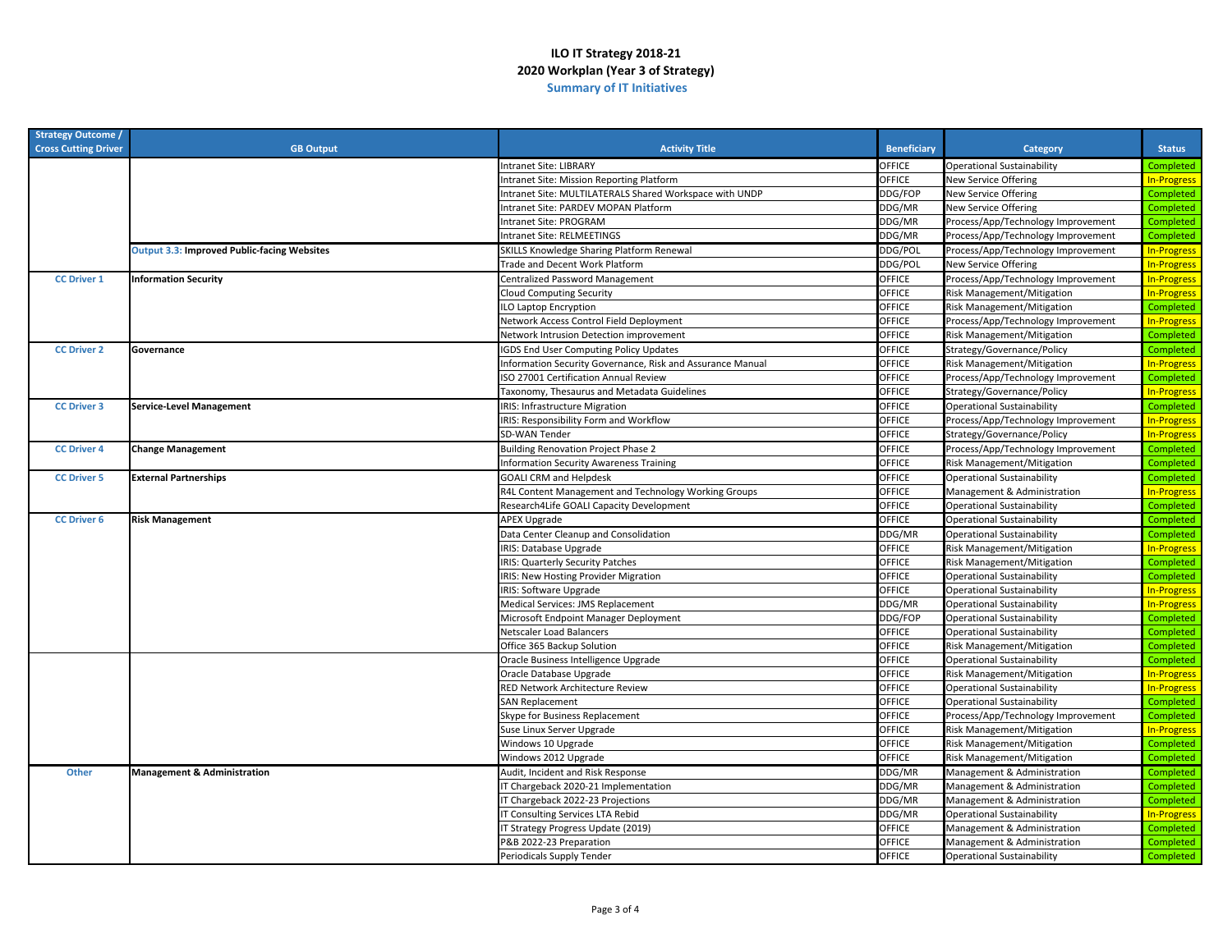# ILO IT Strategy 2018-21
## 2020 Workplan (Year 3 of Strategy)
### Summary of IT Initiatives

| Strategy Outcome / Cross Cutting Driver | GB Output | Activity Title | Beneficiary | Category | Status |
|---|---|---|---|---|---|
| | | Intranet Site: LIBRARY | OFFICE | Operational Sustainability | Completed |
| | | Intranet Site: Mission Reporting Platform | OFFICE | New Service Offering | In-Progress |
| | | Intranet Site: MULTILATERALS Shared Workspace with UNDP | DDG/FOP | New Service Offering | Completed |
| | | Intranet Site: PARDEV MOPAN Platform | DDG/MR | New Service Offering | Completed |
| | | Intranet Site: PROGRAM | DDG/MR | Process/App/Technology Improvement | Completed |
| | | Intranet Site: RELMEETINGS | DDG/MR | Process/App/Technology Improvement | Completed |
| | **Output 3.3: Improved Public-facing Websites** | SKILLS Knowledge Sharing Platform Renewal | DDG/POL | Process/App/Technology Improvement | In-Progress |
| | | Trade and Decent Work Platform | DDG/POL | New Service Offering | In-Progress |
| **CC Driver 1** | **Information Security** | Centralized Password Management | OFFICE | Process/App/Technology Improvement | In-Progress |
| | | Cloud Computing Security | OFFICE | Risk Management/Mitigation | In-Progress |
| | | ILO Laptop Encryption | OFFICE | Risk Management/Mitigation | Completed |
| | | Network Access Control Field Deployment | OFFICE | Process/App/Technology Improvement | In-Progress |
| | | Network Intrusion Detection improvement | OFFICE | Risk Management/Mitigation | Completed |
| **CC Driver 2** | **Governance** | IGDS End User Computing Policy Updates | OFFICE | Strategy/Governance/Policy | Completed |
| | | Information Security Governance, Risk and Assurance Manual | OFFICE | Risk Management/Mitigation | In-Progress |
| | | ISO 27001 Certification Annual Review | OFFICE | Process/App/Technology Improvement | Completed |
| | | Taxonomy, Thesaurus and Metadata Guidelines | OFFICE | Strategy/Governance/Policy | In-Progress |
| **CC Driver 3** | **Service-Level Management** | IRIS: Infrastructure Migration | OFFICE | Operational Sustainability | Completed |
| | | IRIS: Responsibility Form and Workflow | OFFICE | Process/App/Technology Improvement | In-Progress |
| | | SD-WAN Tender | OFFICE | Strategy/Governance/Policy | In-Progress |
| **CC Driver 4** | **Change Management** | Building Renovation Project Phase 2 | OFFICE | Process/App/Technology Improvement | Completed |
| | | Information Security Awareness Training | OFFICE | Risk Management/Mitigation | Completed |
| **CC Driver 5** | **External Partnerships** | GOALI CRM and Helpdesk | OFFICE | Operational Sustainability | Completed |
| | | R4L Content Management and Technology Working Groups | OFFICE | Management & Administration | In-Progress |
| | | Research4Life GOALI Capacity Development | OFFICE | Operational Sustainability | Completed |
| **CC Driver 6** | **Risk Management** | APEX Upgrade | OFFICE | Operational Sustainability | Completed |
| | | Data Center Cleanup and Consolidation | DDG/MR | Operational Sustainability | Completed |
| | | IRIS: Database Upgrade | OFFICE | Risk Management/Mitigation | In-Progress |
| | | IRIS: Quarterly Security Patches | OFFICE | Risk Management/Mitigation | Completed |
| | | IRIS: New Hosting Provider Migration | OFFICE | Operational Sustainability | Completed |
| | | IRIS: Software Upgrade | OFFICE | Operational Sustainability | In-Progress |
| | | Medical Services: JMS Replacement | DDG/MR | Operational Sustainability | In-Progress |
| | | Microsoft Endpoint Manager Deployment | DDG/FOP | Operational Sustainability | Completed |
| | | Netscaler Load Balancers | OFFICE | Operational Sustainability | Completed |
| | | Office 365 Backup Solution | OFFICE | Risk Management/Mitigation | Completed |
| | | Oracle Business Intelligence Upgrade | OFFICE | Operational Sustainability | Completed |
| | | Oracle Database Upgrade | OFFICE | Risk Management/Mitigation | In-Progress |
| | | RED Network Architecture Review | OFFICE | Operational Sustainability | In-Progress |
| | | SAN Replacement | OFFICE | Operational Sustainability | Completed |
| | | Skype for Business Replacement | OFFICE | Process/App/Technology Improvement | Completed |
| | | Suse Linux Server Upgrade | OFFICE | Risk Management/Mitigation | In-Progress |
| | | Windows 10 Upgrade | OFFICE | Risk Management/Mitigation | Completed |
| | | Windows 2012 Upgrade | OFFICE | Risk Management/Mitigation | Completed |
| **Other** | **Management & Administration** | Audit, Incident and Risk Response | DDG/MR | Management & Administration | Completed |
| | | IT Chargeback 2020-21 Implementation | DDG/MR | Management & Administration | Completed |
| | | IT Chargeback 2022-23 Projections | DDG/MR | Management & Administration | Completed |
| | | IT Consulting Services LTA Rebid | DDG/MR | Operational Sustainability | In-Progress |
| | | IT Strategy Progress Update (2019) | OFFICE | Management & Administration | Completed |
| | | P&B 2022-23 Preparation | OFFICE | Management & Administration | Completed |
| | | Periodicals Supply Tender | OFFICE | Operational Sustainability | Completed |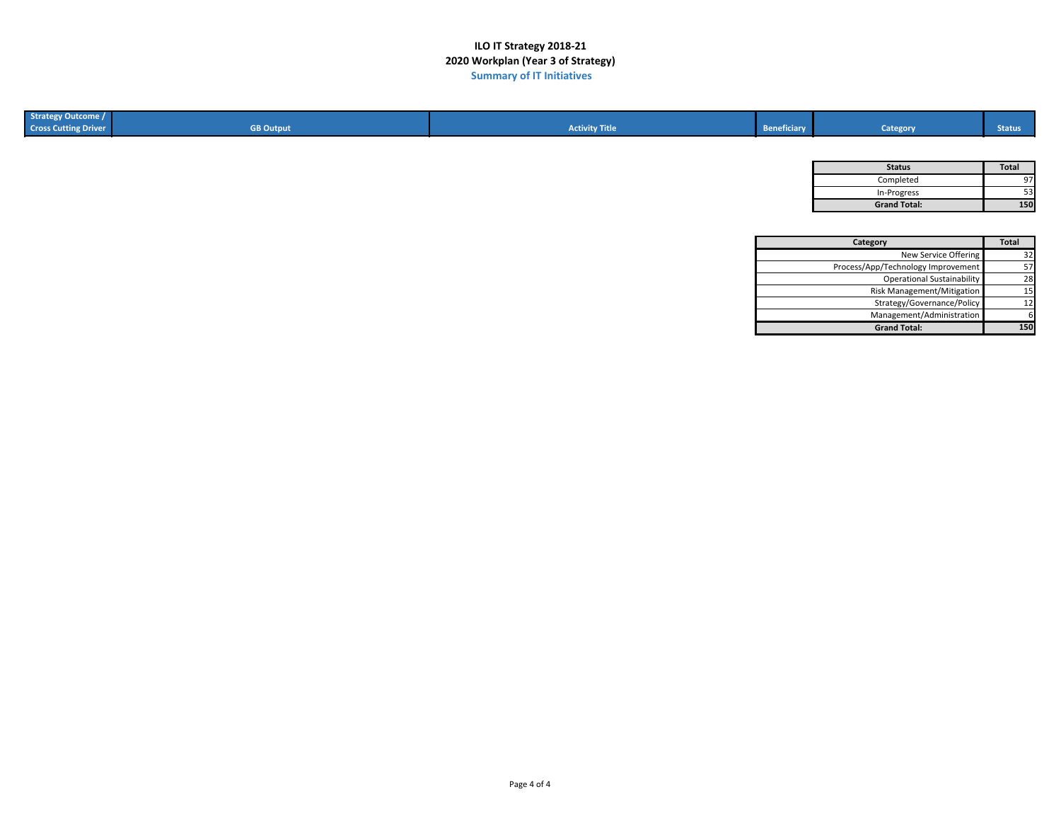**ILO IT Strategy 2018-21**
**2020 Workplan (Year 3 of Strategy)**
**Summary of IT Initiatives**

| Strategy Outcome / Cross Cutting Driver | GB Output | Activity Title | Beneficiary | Category | Status |
|---|---|---|---|---|---|

| Status | Total |
|---|---|
| Completed | 97 |
| In-Progress | 53 |
| **Grand Total:** | **150** |

| Category | Total |
|---|---|
| New Service Offering | 32 |
| Process/App/Technology Improvement | 57 |
| Operational Sustainability | 28 |
| Risk Management/Mitigation | 15 |
| Strategy/Governance/Policy | 12 |
| Management/Administration | 6 |
| **Grand Total:** | **150** |